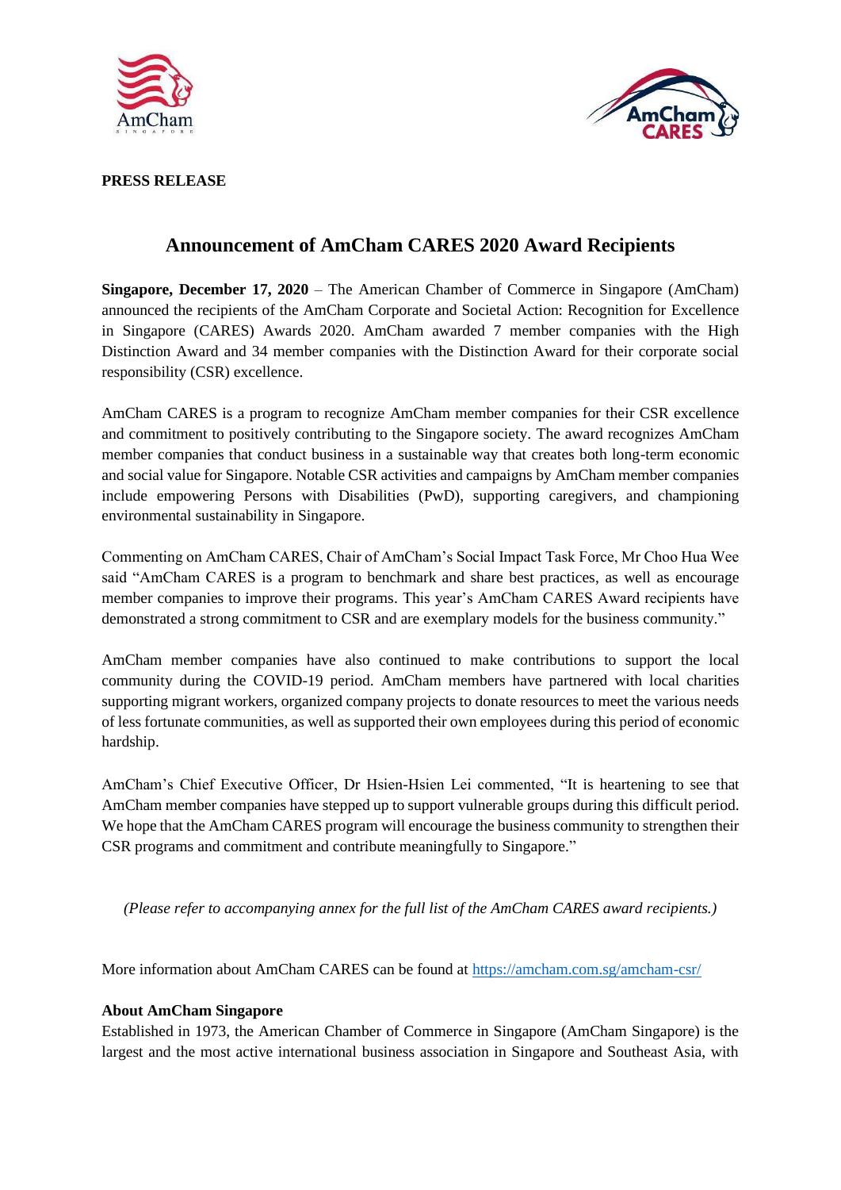**PRESS RELEASE**

# Announcement of AmCham CARES 2020 Award Recipients

**Singapore, December 17, 2020** – The American Chamber of Commerce in Singapore (AmCham) announced the recipients of the AmCham Corporate and Societal Action: Recognition for Excellence in Singapore (CARES) Awards 2020. AmCham awarded 7 member companies with the High Distinction Award and 34 member companies with the Distinction Award for their corporate social responsibility (CSR) excellence.

AmCham CARES is a program to recognize AmCham member companies for their CSR excellence and commitment to positively contributing to the Singapore society. The award recognizes AmCham member companies that conduct business in a sustainable way that creates both long-term economic and social value for Singapore. Notable CSR activities and campaigns by AmCham member companies include empowering Persons with Disabilities (PwD), supporting caregivers, and championing environmental sustainability in Singapore.

Commenting on AmCham CARES, Chair of AmCham's Social Impact Task Force, Mr Choo Hua Wee said "AmCham CARES is a program to benchmark and share best practices, as well as encourage member companies to improve their programs. This year's AmCham CARES Award recipients have demonstrated a strong commitment to CSR and are exemplary models for the business community."

AmCham member companies have also continued to make contributions to support the local community during the COVID-19 period. AmCham members have partnered with local charities supporting migrant workers, organized company projects to donate resources to meet the various needs of less fortunate communities, as well as supported their own employees during this period of economic hardship.

AmCham's Chief Executive Officer, Dr Hsien-Hsien Lei commented, "It is heartening to see that AmCham member companies have stepped up to support vulnerable groups during this difficult period. We hope that the AmCham CARES program will encourage the business community to strengthen their CSR programs and commitment and contribute meaningfully to Singapore."

*(Please refer to accompanying annex for the full list of the AmCham CARES award recipients.)*

More information about AmCham CARES can be found at [https://amcham.com.sg/amcham-csr/](https://amcham.com.sg/amcham-csr/)

**About AmCham Singapore**

Established in 1973, the American Chamber of Commerce in Singapore (AmCham Singapore) is the largest and the most active international business association in Singapore and Southeast Asia, with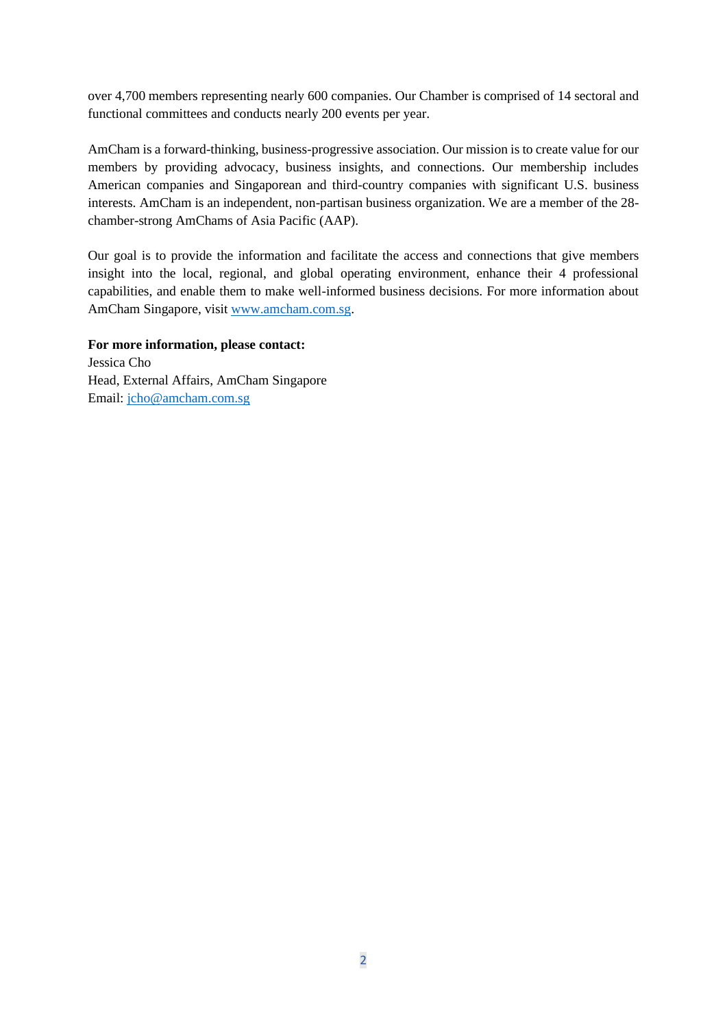over 4,700 members representing nearly 600 companies. Our Chamber is comprised of 14 sectoral and functional committees and conducts nearly 200 events per year.

AmCham is a forward-thinking, business-progressive association. Our mission is to create value for our members by providing advocacy, business insights, and connections. Our membership includes American companies and Singaporean and third-country companies with significant U.S. business interests. AmCham is an independent, non-partisan business organization. We are a member of the 28-chamber-strong AmChams of Asia Pacific (AAP).

Our goal is to provide the information and facilitate the access and connections that give members insight into the local, regional, and global operating environment, enhance their 4 professional capabilities, and enable them to make well-informed business decisions. For more information about AmCham Singapore, visit [www.amcham.com.sg](http://www.amcham.com.sg).

**For more information, please contact:**
Jessica Cho
Head, External Affairs, AmCham Singapore
Email: [jcho@amcham.com.sg](mailto:jcho@amcham.com.sg)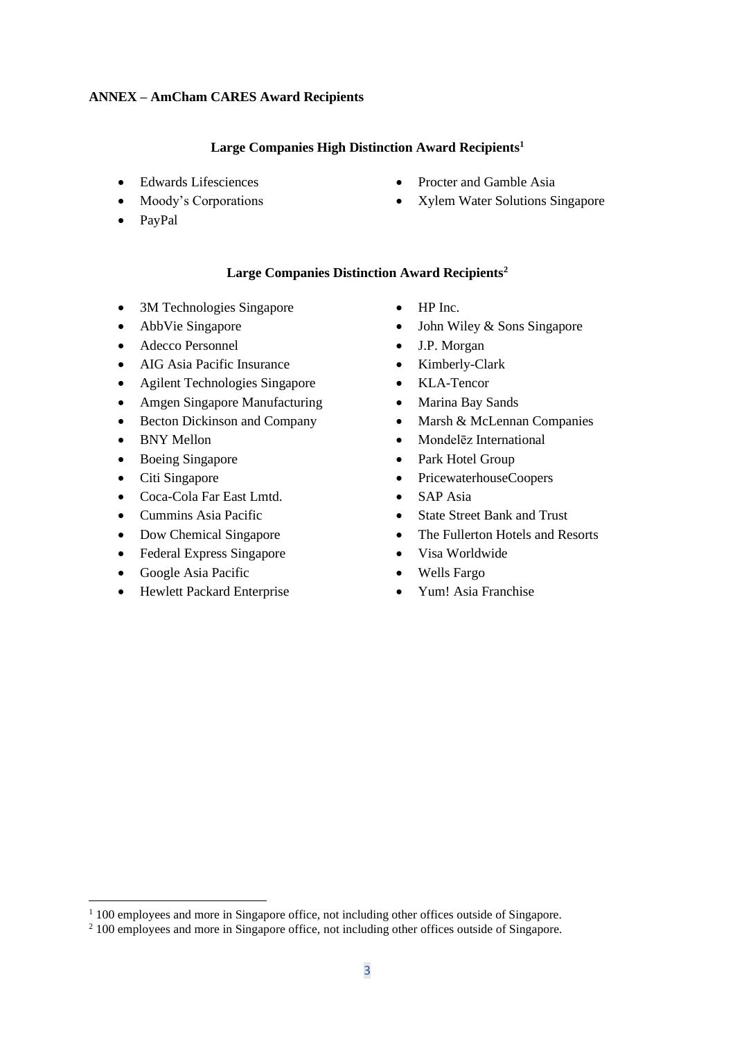**ANNEX – AmCham CARES Award Recipients**

**Large Companies High Distinction Award Recipients**[1]

- Edwards Lifesciences
- Moody's Corporations
- PayPal
- Procter and Gamble Asia
- Xylem Water Solutions Singapore

**Large Companies Distinction Award Recipients**[2]

- 3M Technologies Singapore
- AbbVie Singapore
- Adecco Personnel
- AIG Asia Pacific Insurance
- Agilent Technologies Singapore
- Amgen Singapore Manufacturing
- Becton Dickinson and Company
- BNY Mellon
- Boeing Singapore
- Citi Singapore
- Coca-Cola Far East Lmtd.
- Cummins Asia Pacific
- Dow Chemical Singapore
- Federal Express Singapore
- Google Asia Pacific
- Hewlett Packard Enterprise
- HP Inc.
- John Wiley & Sons Singapore
- J.P. Morgan
- Kimberly-Clark
- KLA-Tencor
- Marina Bay Sands
- Marsh & McLennan Companies
- Mondelēz International
- Park Hotel Group
- PricewaterhouseCoopers
- SAP Asia
- State Street Bank and Trust
- The Fullerton Hotels and Resorts
- Visa Worldwide
- Wells Fargo
- Yum! Asia Franchise

[1] 100 employees and more in Singapore office, not including other offices outside of Singapore.

[2] 100 employees and more in Singapore office, not including other offices outside of Singapore.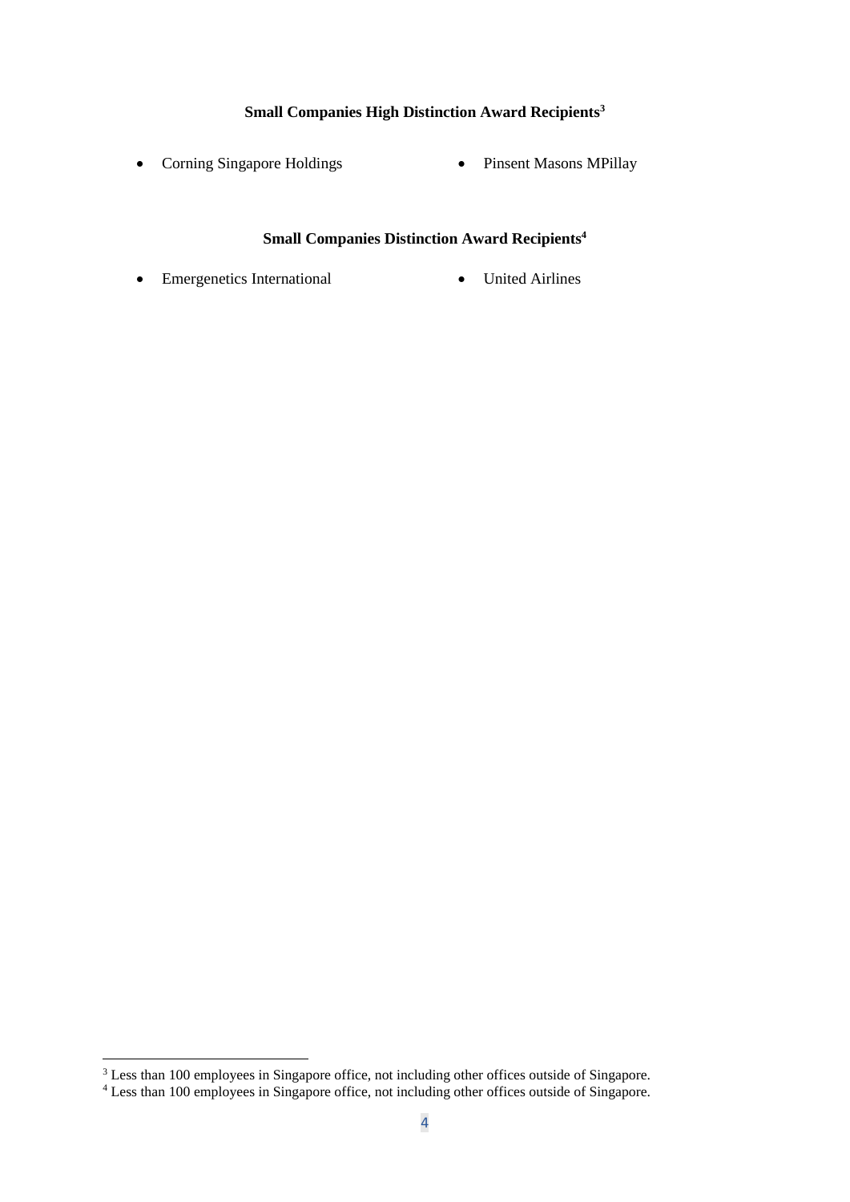**Small Companies High Distinction Award Recipients**[3]

- Corning Singapore Holdings
- Pinsent Masons MPillay

**Small Companies Distinction Award Recipients**[4]

- Emergenetics International
- United Airlines

[3] Less than 100 employees in Singapore office, not including other offices outside of Singapore.

[4] Less than 100 employees in Singapore office, not including other offices outside of Singapore.